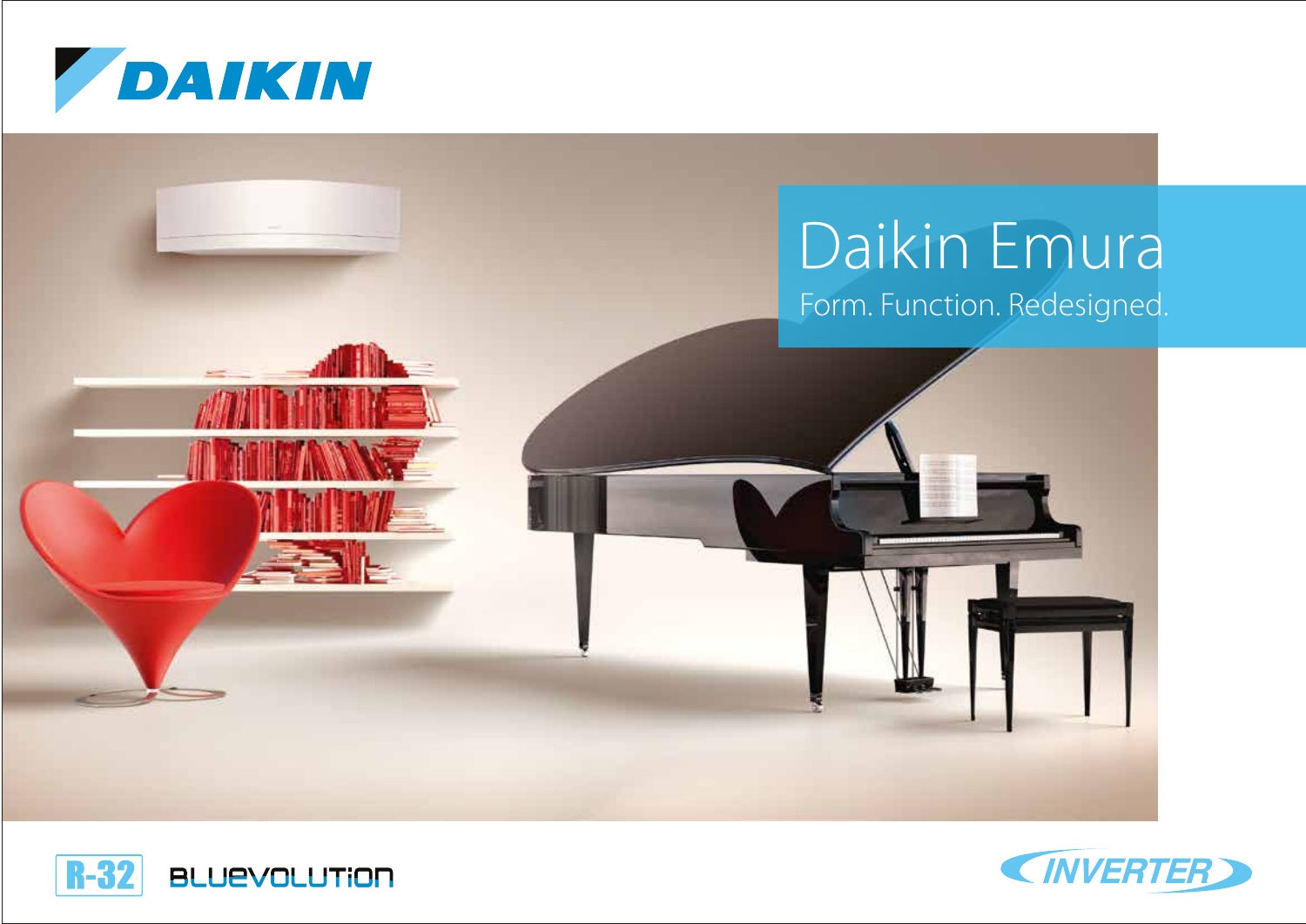DAIKIN

# Daikin Emura

Form. Function. Redesigned.

R-32 BLUEVOLUTION

INVERTER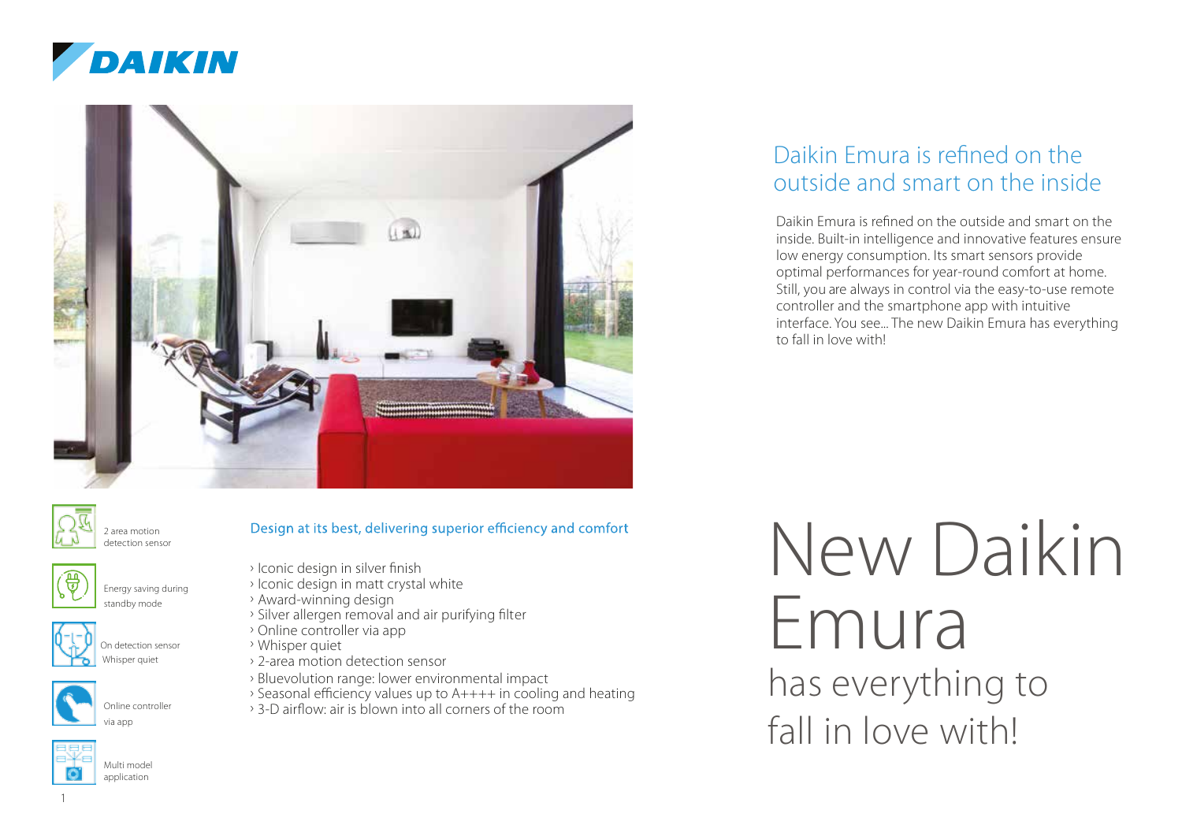DAIKIN

## Daikin Emura is refined on the outside and smart on the inside

Daikin Emura is refined on the outside and smart on the inside. Built-in intelligence and innovative features ensure low energy consumption. Its smart sensors provide optimal performances for year-round comfort at home. Still, you are always in control via the easy-to-use remote controller and the smartphone app with intuitive interface. You see... The new Daikin Emura has everything to fall in love with!

- 2 area motion detection sensor
- Energy saving during standby mode
- On detection sensor Whisper quiet
- Online controller via app
- Multi model application

### Design at its best, delivering superior efficiency and comfort

- › Iconic design in silver finish
- › Iconic design in matt crystal white
- › Award-winning design
- › Silver allergen removal and air purifying filter
- › Online controller via app
- › Whisper quiet
- › 2-area motion detection sensor
- › Bluevolution range: lower environmental impact
- › Seasonal efficiency values up to A++++ in cooling and heating
- › 3-D airflow: air is blown into all corners of the room

# New Daikin Emura

has everything to fall in love with!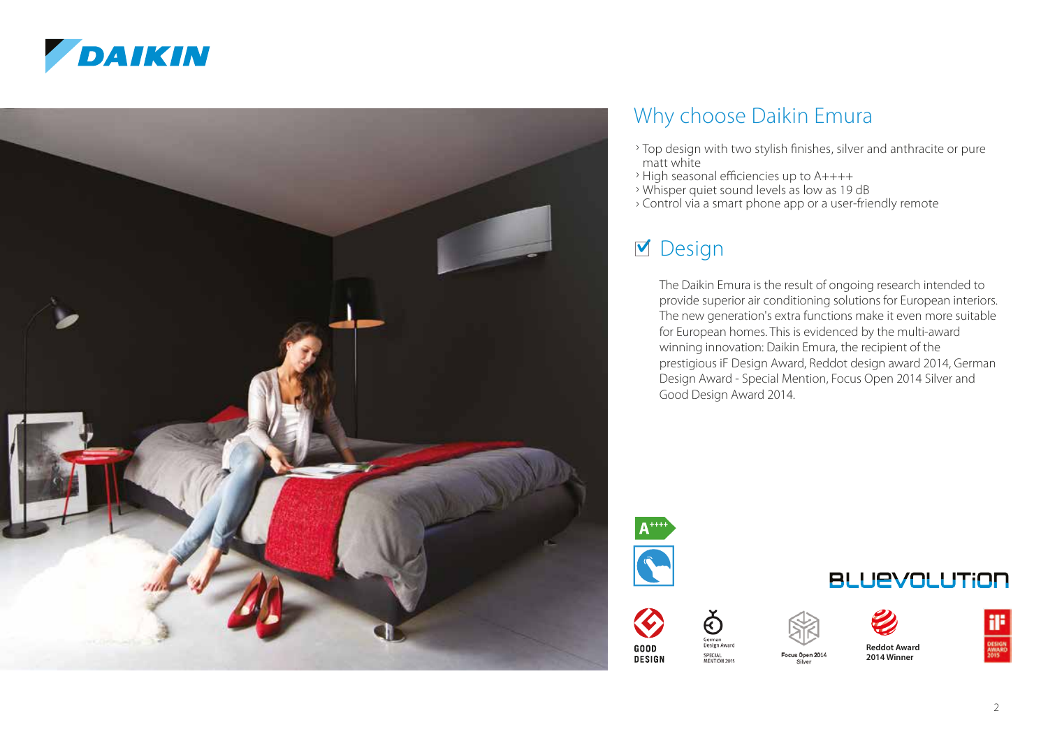## Why choose Daikin Emura

- Top design with two stylish finishes, silver and anthracite or pure matt white
- High seasonal efficiencies up to A++++
- Whisper quiet sound levels as low as 19 dB
- Control via a smart phone app or a user-friendly remote

## ☑ Design

The Daikin Emura is the result of ongoing research intended to provide superior air conditioning solutions for European interiors. The new generation's extra functions make it even more suitable for European homes. This is evidenced by the multi-award winning innovation: Daikin Emura, the recipient of the prestigious iF Design Award, Reddot design award 2014, German Design Award - Special Mention, Focus Open 2014 Silver and Good Design Award 2014.

A++++

BLUEVOLUTION

GOOD DESIGN

German Design Award SPECIAL MENTION 2015

Focus Open 2014 Silver

Reddot Award 2014 Winner

iF DESIGN AWARD 2015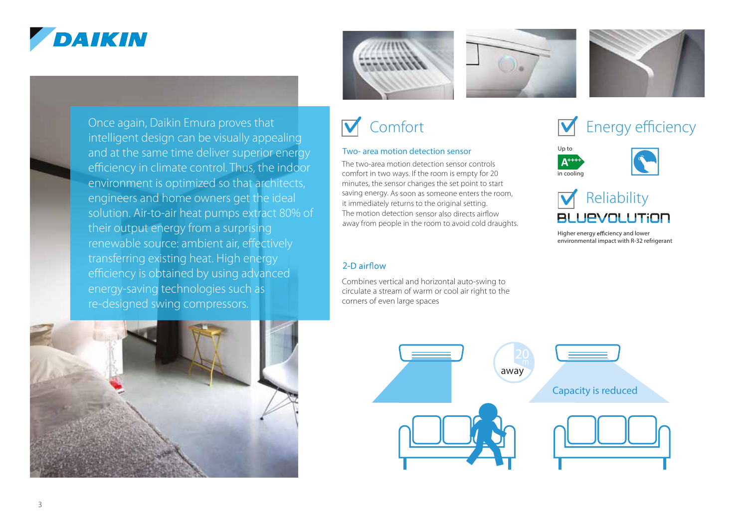Once again, Daikin Emura proves that intelligent design can be visually appealing and at the same time deliver superior energy efficiency in climate control. Thus, the indoor environment is optimized so that architects, engineers and home owners get the ideal solution. Air-to-air heat pumps extract 80% of their output energy from a surprising renewable source: ambient air, effectively transferring existing heat. High energy efficiency is obtained by using advanced energy-saving technologies such as re-designed swing compressors.

## Comfort

### Two- area motion detection sensor

The two-area motion detection sensor controls comfort in two ways. If the room is empty for 20 minutes, the sensor changes the set point to start saving energy. As soon as someone enters the room, it immediately returns to the original setting.
The motion detection sensor also directs airflow away from people in the room to avoid cold draughts.

### 2-D airflow

Combines vertical and horizontal auto-swing to circulate a stream of warm or cool air right to the corners of even large spaces

20 m away

Capacity is reduced

## Energy efficiency

Up to A++++ in cooling

## Reliability

BLUEVOLUTION

Higher energy efficiency and lower environmental impact with R-32 refrigerant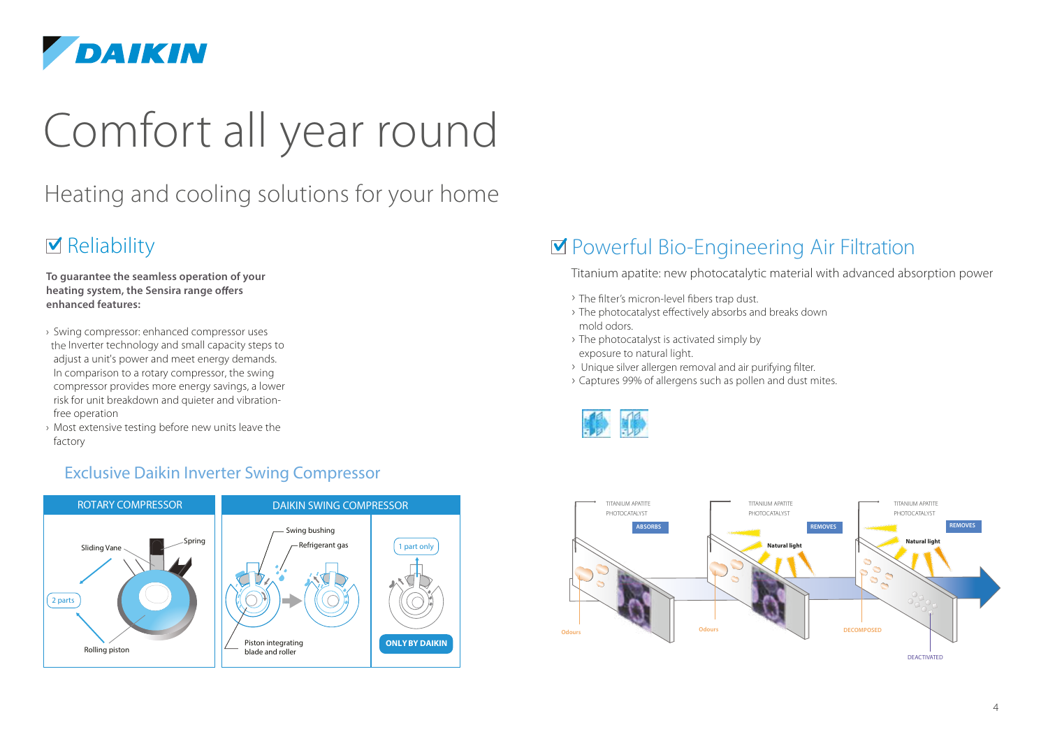# Comfort all year round

## Heating and cooling solutions for your home

## ☑ Reliability

**To guarantee the seamless operation of your heating system, the Sensira range offers enhanced features:**

- Swing compressor: enhanced compressor uses the Inverter technology and small capacity steps to adjust a unit's power and meet energy demands. In comparison to a rotary compressor, the swing compressor provides more energy savings, a lower risk for unit breakdown and quieter and vibration-free operation
- Most extensive testing before new units leave the factory

### Exclusive Daikin Inverter Swing Compressor

| ROTARY COMPRESSOR | DAIKIN SWING COMPRESSOR | |
|---|---|---|
| Sliding Vane, Spring, 2 parts, Rolling piston | Swing bushing, Refrigerant gas, Piston integrating blade and roller | 1 part only, ONLY BY DAIKIN |

## ☑ Powerful Bio-Engineering Air Filtration

Titanium apatite: new photocatalytic material with advanced absorption power

- The filter's micron-level fibers trap dust.
- The photocatalyst effectively absorbs and breaks down mold odors.
- The photocatalyst is activated simply by exposure to natural light.
- Unique silver allergen removal and air purifying filter.
- Captures 99% of allergens such as pollen and dust mites.

TITANIUM APATITE PHOTOCATALYST — ABSORBS — Odours
TITANIUM APATITE PHOTOCATALYST — REMOVES — Natural light — Odours
TITANIUM APATITE PHOTOCATALYST — REMOVES — Natural light — DECOMPOSED — DEACTIVATED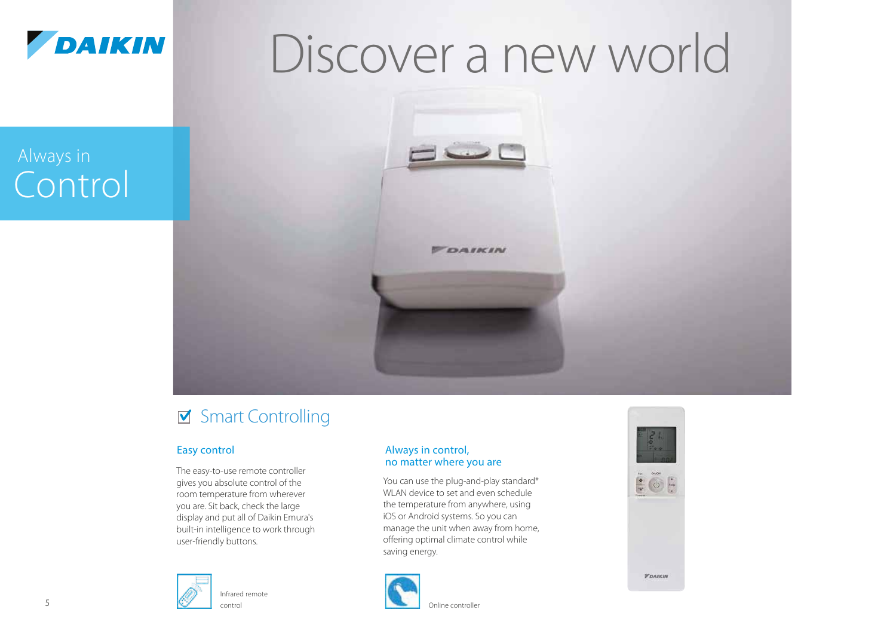# Discover a new world

## Always in Control

### ☑ Smart Controlling

#### Easy control

The easy-to-use remote controller gives you absolute control of the room temperature from wherever you are. Sit back, check the large display and put all of Daikin Emura's built-in intelligence to work through user-friendly buttons.

Infrared remote control

#### Always in control, no matter where you are

You can use the plug-and-play standard* WLAN device to set and even schedule the temperature from anywhere, using iOS or Android systems. So you can manage the unit when away from home, offering optimal climate control while saving energy.

Online controller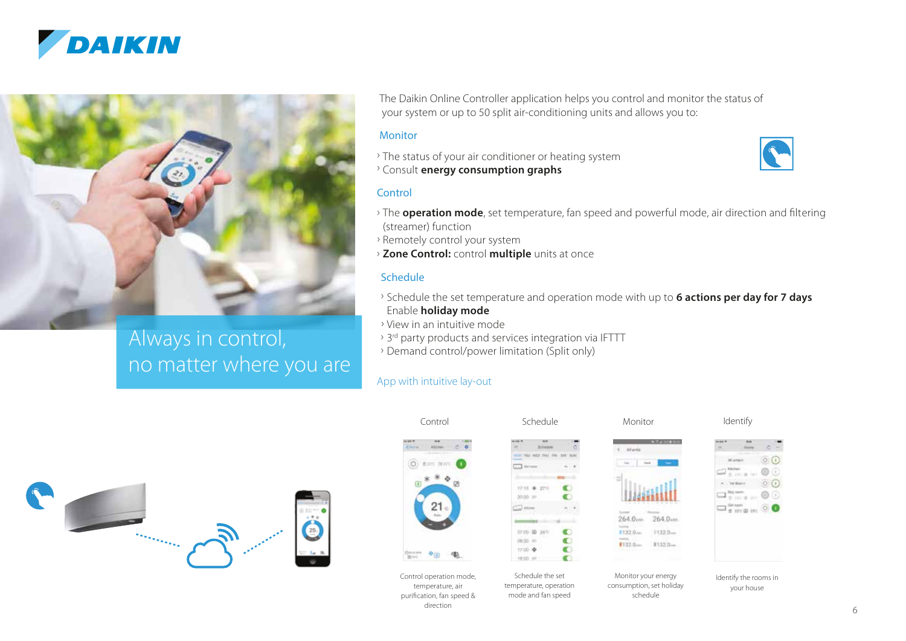Always in control, no matter where you are

The Daikin Online Controller application helps you control and monitor the status of your system or up to 50 split air-conditioning units and allows you to:

## Monitor

- The status of your air conditioner or heating system
- Consult **energy consumption graphs**

## Control

- The **operation mode**, set temperature, fan speed and powerful mode, air direction and filtering (streamer) function
- Remotely control your system
- **Zone Control:** control **multiple** units at once

## Schedule

- Schedule the set temperature and operation mode with up to **6 actions per day for 7 days** Enable **holiday mode**
- View in an intuitive mode
- 3rd party products and services integration via IFTTT
- Demand control/power limitation (Split only)

## App with intuitive lay-out

| Control | Schedule | Monitor | Identify |
|---|---|---|---|
| Control operation mode, temperature, air purification, fan speed & direction | Schedule the set temperature, operation mode and fan speed | Monitor your energy consumption, set holiday schedule | Identify the rooms in your house |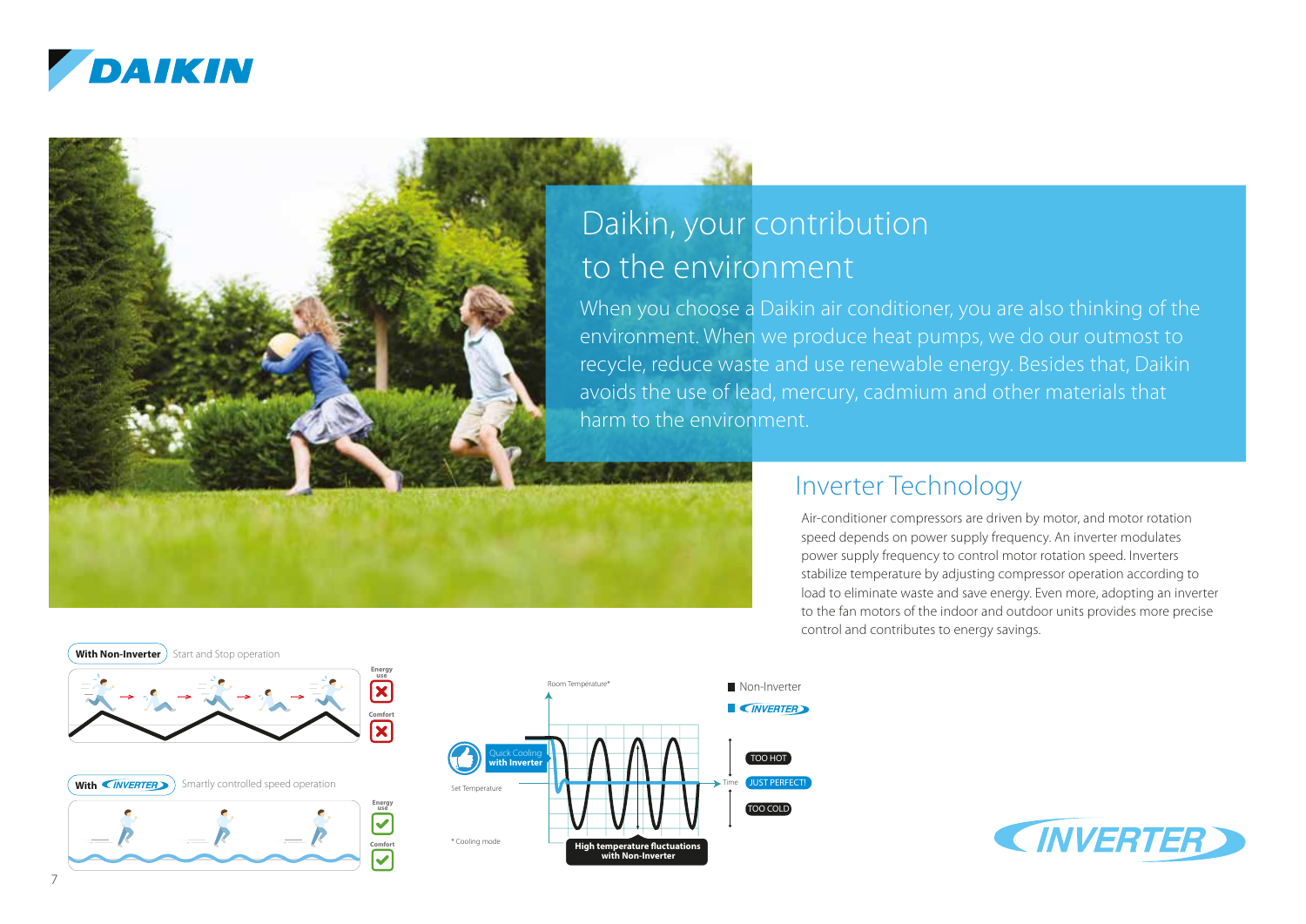# Daikin, your contribution to the environment

When you choose a Daikin air conditioner, you are also thinking of the environment. When we produce heat pumps, we do our outmost to recycle, reduce waste and use renewable energy. Besides that, Daikin avoids the use of lead, mercury, cadmium and other materials that harm to the environment.

## Inverter Technology

Air-conditioner compressors are driven by motor, and motor rotation speed depends on power supply frequency. An inverter modulates power supply frequency to control motor rotation speed. Inverters stabilize temperature by adjusting compressor operation according to load to eliminate waste and save energy. Even more, adopting an inverter to the fan motors of the indoor and outdoor units provides more precise control and contributes to energy savings.

**With Non-Inverter** Start and Stop operation

Energy use ✗ Comfort ✗

**With INVERTER** Smartly controlled speed operation

Energy use ✓ Comfort ✓

Room Temperature*

Quick Cooling **with Inverter**

Set Temperature

Time

* Cooling mode

**High temperature fluctuations with Non-Inverter**

- Non-Inverter
- INVERTER

TOO HOT

JUST PERFECT!

TOO COLD

INVERTER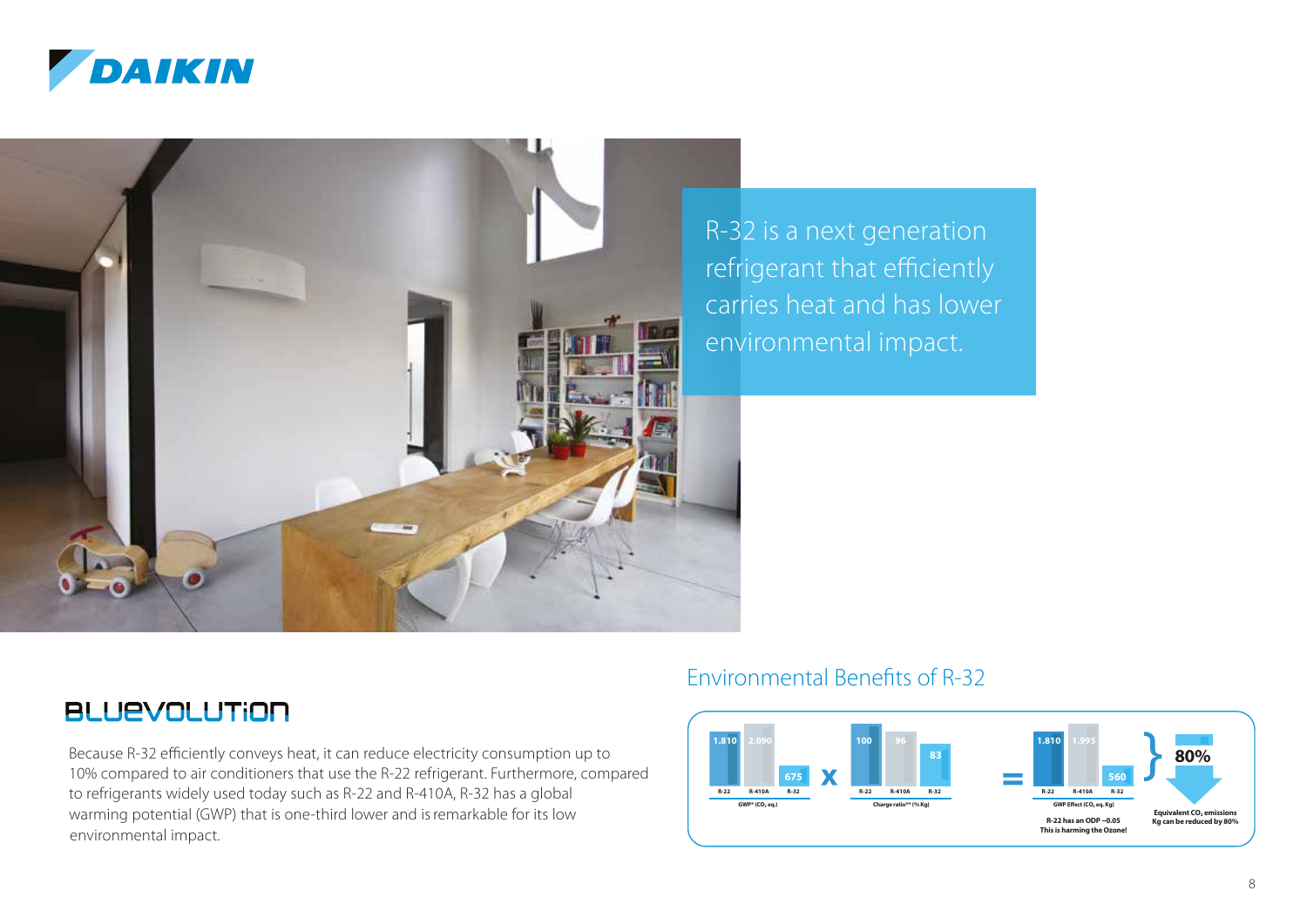R-32 is a next generation refrigerant that efficiently carries heat and has lower environmental impact.

## BLUEVOLUTION

Because R-32 efficiently conveys heat, it can reduce electricity consumption up to 10% compared to air conditioners that use the R-22 refrigerant. Furthermore, compared to refrigerants widely used today such as R-22 and R-410A, R-32 has a global warming potential (GWP) that is one-third lower and is remarkable for its low environmental impact.

## Environmental Benefits of R-32

| | R-22 | R-410A | R-32 |
|---|---|---|---|
| GWP* ($CO_2$ eq.) | 1.810 | 2.090 | 675 |
| Charge ratio** (% Kg) | 100 | 96 | 83 |
| GWP Effect ($CO_2$ eq. Kg) | 1.810 | 1.995 | 560 |

R-22 has an ODP ~0.05
This is harming the Ozone!

**80%**

Equivalent $CO_2$ emissions Kg can be reduced by 80%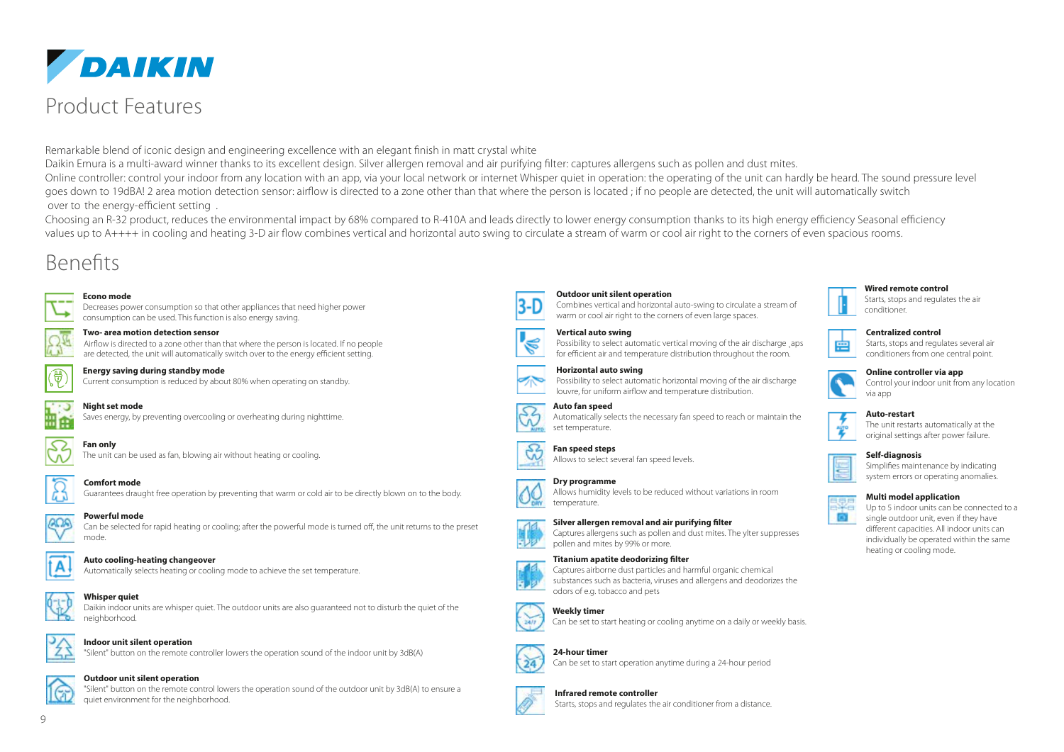# DAIKIN

## Product Features

Remarkable blend of iconic design and engineering excellence with an elegant finish in matt crystal white
Daikin Emura is a multi-award winner thanks to its excellent design. Silver allergen removal and air purifying filter: captures allergens such as pollen and dust mites.
Online controller: control your indoor from any location with an app, via your local network or internet Whisper quiet in operation: the operating of the unit can hardly be heard. The sound pressure level goes down to 19dBA! 2 area motion detection sensor: airflow is directed to a zone other than that where the person is located ; if no people are detected, the unit will automatically switch over to the energy-efficient setting .
Choosing an R-32 product, reduces the environmental impact by 68% compared to R-410A and leads directly to lower energy consumption thanks to its high energy efficiency Seasonal efficiency values up to A++++ in cooling and heating 3-D air flow combines vertical and horizontal auto swing to circulate a stream of warm or cool air right to the corners of even spacious rooms.

## Benefits

**Econo mode**
Decreases power consumption so that other appliances that need higher power consumption can be used. This function is also energy saving.

**Two- area motion detection sensor**
Airflow is directed to a zone other than that where the person is located. If no people are detected, the unit will automatically switch over to the energy efficient setting.

**Energy saving during standby mode**
Current consumption is reduced by about 80% when operating on standby.

**Night set mode**
Saves energy, by preventing overcooling or overheating during nighttime.

**Fan only**
The unit can be used as fan, blowing air without heating or cooling.

**Comfort mode**
Guarantees draught free operation by preventing that warm or cold air to be directly blown on to the body.

**Powerful mode**
Can be selected for rapid heating or cooling; after the powerful mode is turned off, the unit returns to the preset mode.

**Auto cooling-heating changeover**
Automatically selects heating or cooling mode to achieve the set temperature.

**Whisper quiet**
Daikin indoor units are whisper quiet. The outdoor units are also guaranteed not to disturb the quiet of the neighborhood.

**Indoor unit silent operation**
"Silent" button on the remote controller lowers the operation sound of the indoor unit by 3dB(A)

**Outdoor unit silent operation**
"Silent" button on the remote control lowers the operation sound of the outdoor unit by 3dB(A) to ensure a quiet environment for the neighborhood.

**Outdoor unit silent operation**
Combines vertical and horizontal auto-swing to circulate a stream of warm or cool air right to the corners of even large spaces.

**Vertical auto swing**
Possibility to select automatic vertical moving of the air discharge ¸aps for efficient air and temperature distribution throughout the room.

**Horizontal auto swing**
Possibility to select automatic horizontal moving of the air discharge louvre, for uniform airflow and temperature distribution.

**Auto fan speed**
Automatically selects the necessary fan speed to reach or maintain the set temperature.

**Fan speed steps**
Allows to select several fan speed levels.

**Dry programme**
Allows humidity levels to be reduced without variations in room temperature.

**Silver allergen removal and air purifying filter**
Captures allergens such as pollen and dust mites. The ylter suppresses pollen and mites by 99% or more.

**Titanium apatite deodorizing filter**
Captures airborne dust particles and harmful organic chemical substances such as bacteria, viruses and allergens and deodorizes the odors of e.g. tobacco and pets

**Weekly timer**
Can be set to start heating or cooling anytime on a daily or weekly basis.

**24-hour timer**
Can be set to start operation anytime during a 24-hour period

**Infrared remote controller**
Starts, stops and regulates the air conditioner from a distance.

**Wired remote control**
Starts, stops and regulates the air conditioner.

**Centralized control**
Starts, stops and regulates several air conditioners from one central point.

**Online controller via app**
Control your indoor unit from any location via app

**Auto-restart**
The unit restarts automatically at the original settings after power failure.

**Self-diagnosis**
Simplifies maintenance by indicating system errors or operating anomalies.

**Multi model application**
Up to 5 indoor units can be connected to a single outdoor unit, even if they have different capacities. All indoor units can individually be operated within the same heating or cooling mode.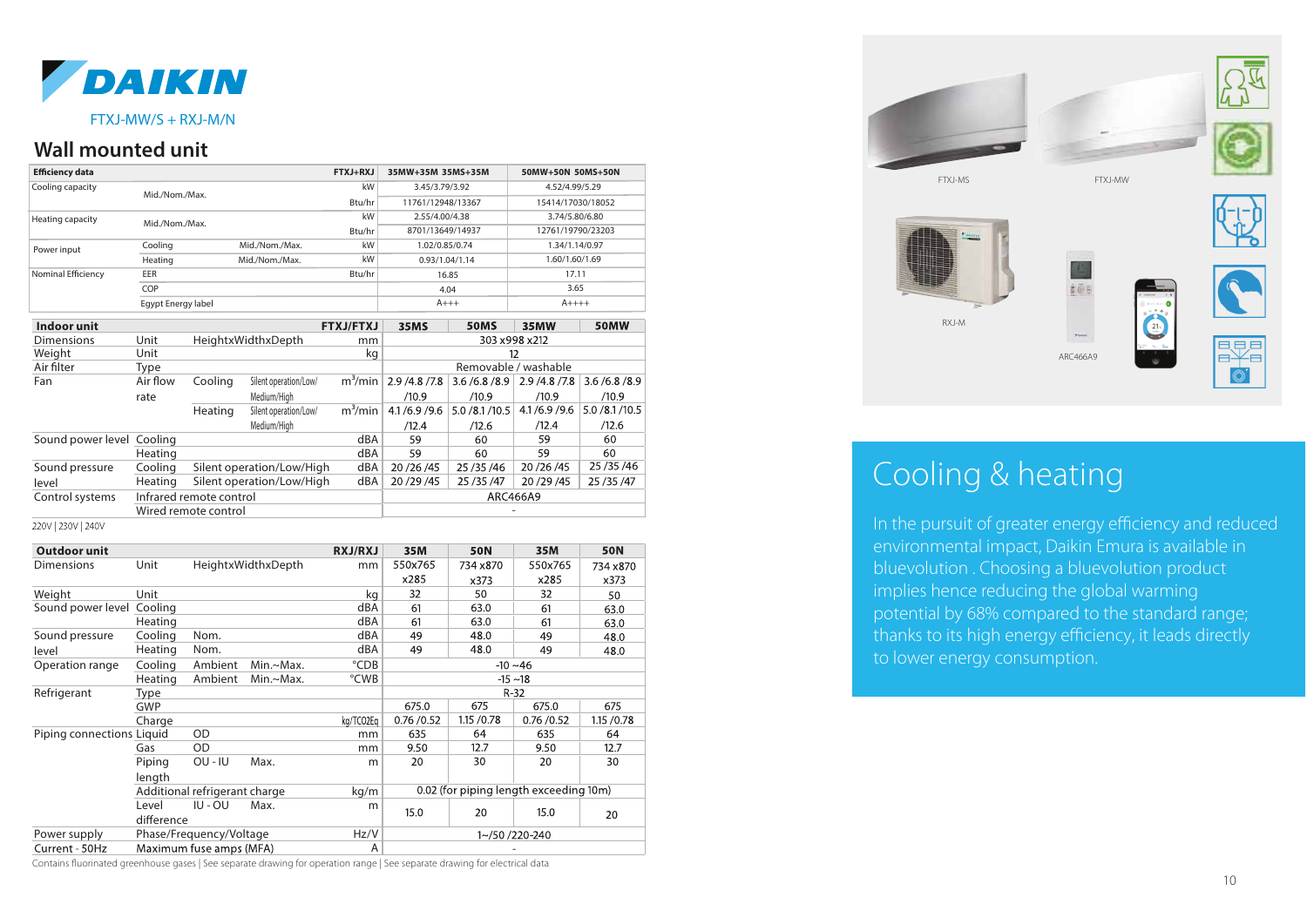# DAIKIN

FTXJ-MW/S + RXJ-M/N

## Wall mounted unit

| Efficiency data | | | FTXJ+RXJ | 35MW+35M 35MS+35M | 50MW+50N 50MS+50N |
|---|---|---|---|---|---|
| Cooling capacity | Mid./Nom./Max. | | kW | 3.45/3.79/3.92 | 4.52/4.99/5.29 |
| | | | Btu/hr | 11761/12948/13367 | 15414/17030/18052 |
| Heating capacity | Mid./Nom./Max. | | kW | 2.55/4.00/4.38 | 3.74/5.80/6.80 |
| | | | Btu/hr | 8701/13649/14937 | 12761/19790/23203 |
| Power input | Cooling | Mid./Nom./Max. | kW | 1.02/0.85/0.74 | 1.34/1.14/0.97 |
| | Heating | Mid./Nom./Max. | kW | 0.93/1.04/1.14 | 1.60/1.60/1.69 |
| Nominal Efficiency | EER | | Btu/hr | 16.85 | 17.11 |
| | COP | | | 4.04 | 3.65 |
| | Egypt Energy label | | | A+++ | A++++ |

| Indoor unit | | | | FTXJ/FTXJ | 35MS | 50MS | 35MW | 50MW |
|---|---|---|---|---|---|---|---|---|
| Dimensions | Unit | HeightxWidthxDepth | | mm | 303 x998 x212 | | | |
| Weight | Unit | | | kg | 12 | | | |
| Air filter | Type | | | | Removable / washable | | | |
| Fan | Air flow rate | Cooling | Silent operation/Low/Medium/High | m³/min | 2.9 /4.8 /7.8 /10.9 | 3.6 /6.8 /8.9 /10.9 | 2.9 /4.8 /7.8 /10.9 | 3.6 /6.8 /8.9 /10.9 |
| | | Heating | Silent operation/Low/Medium/High | m³/min | 4.1 /6.9 /9.6 /12.4 | 5.0 /8.1 /10.5 /12.6 | 4.1 /6.9 /9.6 /12.4 | 5.0 /8.1 /10.5 /12.6 |
| Sound power level | Cooling | | | dBA | 59 | 60 | 59 | 60 |
| | Heating | | | dBA | 59 | 60 | 59 | 60 |
| Sound pressure level | Cooling | Silent operation/Low/High | | dBA | 20 /26 /45 | 25 /35 /46 | 20 /26 /45 | 25 /35 /46 |
| | Heating | Silent operation/Low/High | | dBA | 20 /29 /45 | 25 /35 /47 | 20 /29 /45 | 25 /35 /47 |
| Control systems | Infrared remote control | | | | ARC466A9 | | | |
| | Wired remote control | | | | - | | | |

220V | 230V | 240V

| Outdoor unit | | | | RXJ/RXJ | 35M | 50N | 35M | 50N |
|---|---|---|---|---|---|---|---|---|
| Dimensions | Unit | HeightxWidthxDepth | | mm | 550x765 x285 | 734 x870 x373 | 550x765 x285 | 734 x870 x373 |
| Weight | Unit | | | kg | 32 | 50 | 32 | 50 |
| Sound power level | Cooling | | | dBA | 61 | 63.0 | 61 | 63.0 |
| | Heating | | | dBA | 61 | 63.0 | 61 | 63.0 |
| Sound pressure level | Cooling | Nom. | | dBA | 49 | 48.0 | 49 | 48.0 |
| | Heating | Nom. | | dBA | 49 | 48.0 | 49 | 48.0 |
| Operation range | Cooling | Ambient | Min.~Max. | °CDB | -10 ~46 | | | |
| | Heating | Ambient | Min.~Max. | °CWB | -15 ~18 | | | |
| Refrigerant | Type | | | | R-32 | | | |
| | GWP | | | | 675.0 | 675 | 675.0 | 675 |
| | Charge | | | kg/TCO2Eq | 0.76 /0.52 | 1.15 /0.78 | 0.76 /0.52 | 1.15 /0.78 |
| Piping connections | Liquid | OD | | mm | 635 | 64 | 635 | 64 |
| | Gas | OD | | mm | 9.50 | 12.7 | 9.50 | 12.7 |
| | Piping length | OU - IU | Max. | m | 20 | 30 | 20 | 30 |
| | Additional refrigerant charge | | | kg/m | 0.02 (for piping length exceeding 10m) | | | |
| | Level difference | IU - OU | Max. | m | 15.0 | 20 | 15.0 | 20 |
| Power supply | Phase/Frequency/Voltage | | | Hz/V | 1~/50 /220-240 | | | |
| Current - 50Hz | Maximum fuse amps (MFA) | | | A | - | | | |

Contains fluorinated greenhouse gases | See separate drawing for operation range | See separate drawing for electrical data

FTXJ-MS

FTXJ-MW

RXJ-M

ARC466A9

## Cooling & heating

In the pursuit of greater energy efficiency and reduced environmental impact, Daikin Emura is available in bluevolution . Choosing a bluevolution product implies hence reducing the global warming potential by 68% compared to the standard range; thanks to its high energy efficiency, it leads directly to lower energy consumption.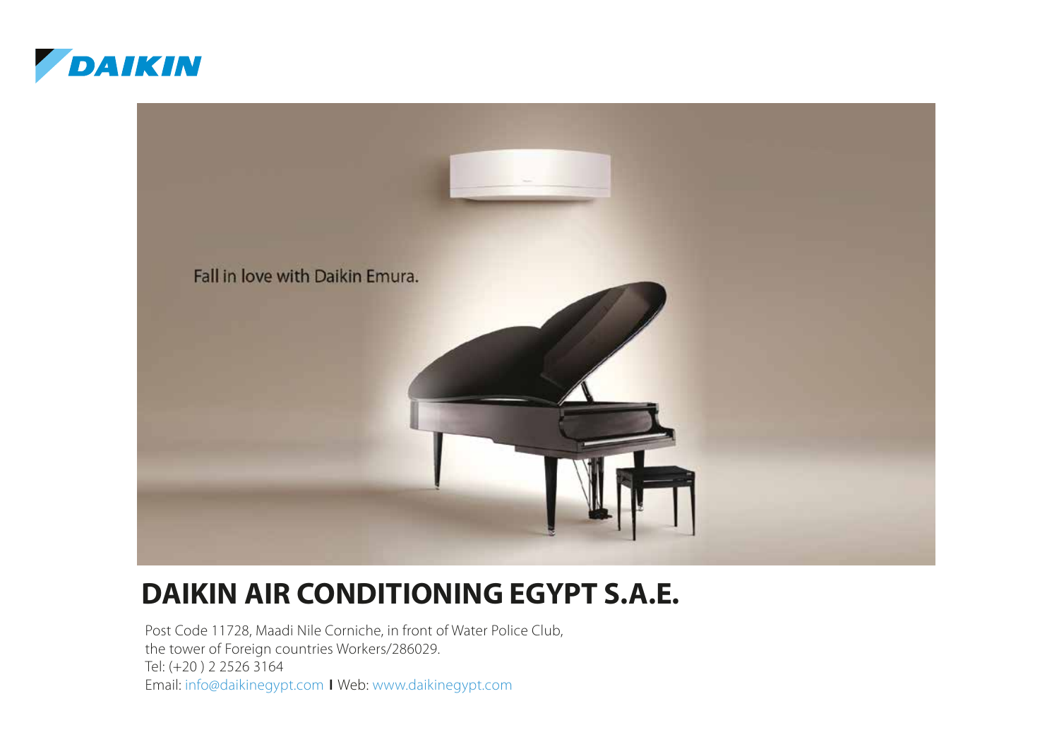DAIKIN

Fall in love with Daikin Emura.

## DAIKIN AIR CONDITIONING EGYPT S.A.E.

Post Code 11728, Maadi Nile Corniche, in front of Water Police Club,
the tower of Foreign countries Workers/286029.
Tel: (+20 ) 2 2526 3164
Email: info@daikinegypt.com I Web: www.daikinegypt.com